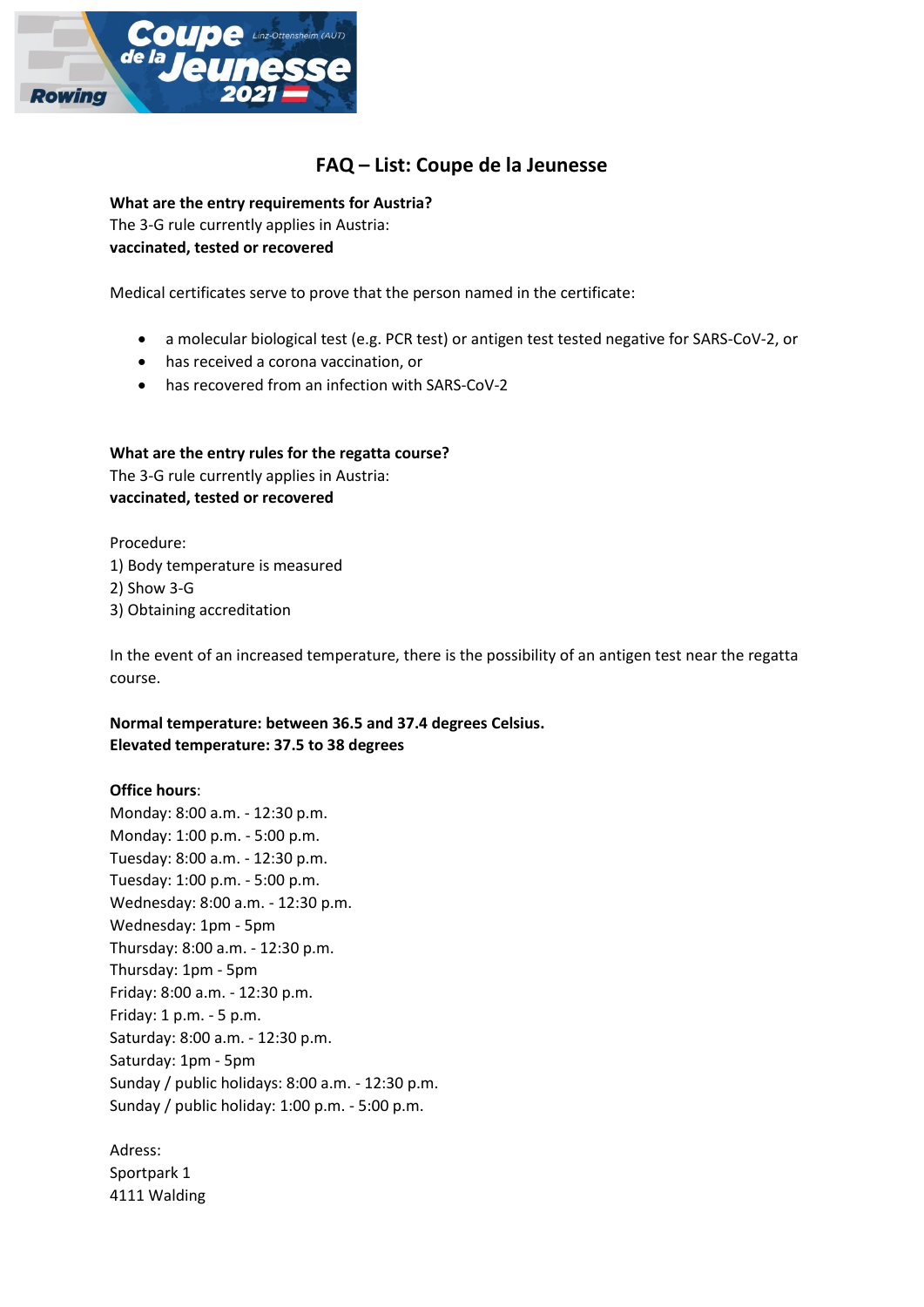# FAQ – List: Coupe de la Jeunesse

**What are the entry requirements for Austria?**
The 3-G rule currently applies in Austria:
**vaccinated, tested or recovered**

Medical certificates serve to prove that the person named in the certificate:

- a molecular biological test (e.g. PCR test) or antigen test tested negative for SARS-CoV-2, or
- has received a corona vaccination, or
- has recovered from an infection with SARS-CoV-2

**What are the entry rules for the regatta course?**
The 3-G rule currently applies in Austria:
**vaccinated, tested or recovered**

Procedure:
1) Body temperature is measured
2) Show 3-G
3) Obtaining accreditation

In the event of an increased temperature, there is the possibility of an antigen test near the regatta course.

**Normal temperature: between 36.5 and 37.4 degrees Celsius.**
**Elevated temperature: 37.5 to 38 degrees**

**Office hours**:
Monday: 8:00 a.m. - 12:30 p.m.
Monday: 1:00 p.m. - 5:00 p.m.
Tuesday: 8:00 a.m. - 12:30 p.m.
Tuesday: 1:00 p.m. - 5:00 p.m.
Wednesday: 8:00 a.m. - 12:30 p.m.
Wednesday: 1pm - 5pm
Thursday: 8:00 a.m. - 12:30 p.m.
Thursday: 1pm - 5pm
Friday: 8:00 a.m. - 12:30 p.m.
Friday: 1 p.m. - 5 p.m.
Saturday: 8:00 a.m. - 12:30 p.m.
Saturday: 1pm - 5pm
Sunday / public holidays: 8:00 a.m. - 12:30 p.m.
Sunday / public holiday: 1:00 p.m. - 5:00 p.m.

Adress:
Sportpark 1
4111 Walding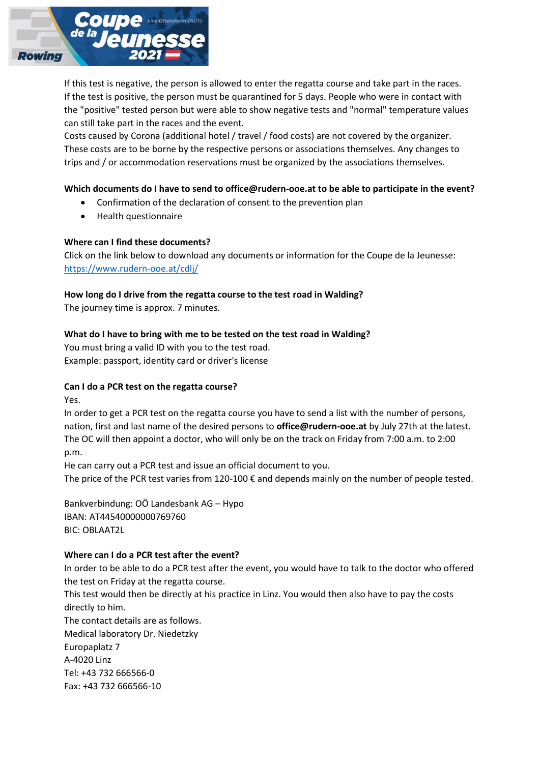If this test is negative, the person is allowed to enter the regatta course and take part in the races. If the test is positive, the person must be quarantined for 5 days. People who were in contact with the "positive" tested person but were able to show negative tests and "normal" temperature values can still take part in the races and the event.
Costs caused by Corona (additional hotel / travel / food costs) are not covered by the organizer. These costs are to be borne by the respective persons or associations themselves. Any changes to trips and / or accommodation reservations must be organized by the associations themselves.

**Which documents do I have to send to office@rudern-ooe.at to be able to participate in the event?**

- Confirmation of the declaration of consent to the prevention plan
- Health questionnaire

**Where can I find these documents?**
Click on the link below to download any documents or information for the Coupe de la Jeunesse: https://www.rudern-ooe.at/cdlj/

**How long do I drive from the regatta course to the test road in Walding?**
The journey time is approx. 7 minutes.

**What do I have to bring with me to be tested on the test road in Walding?**
You must bring a valid ID with you to the test road.
Example: passport, identity card or driver's license

**Can I do a PCR test on the regatta course?**
Yes.
In order to get a PCR test on the regatta course you have to send a list with the number of persons, nation, first and last name of the desired persons to **office@rudern-ooe.at** by July 27th at the latest. The OC will then appoint a doctor, who will only be on the track on Friday from 7:00 a.m. to 2:00 p.m.
He can carry out a PCR test and issue an official document to you.
The price of the PCR test varies from 120-100 € and depends mainly on the number of people tested.

Bankverbindung: OÖ Landesbank AG – Hypo
IBAN: AT445400000000769760
BIC: OBLAAT2L

**Where can I do a PCR test after the event?**
In order to be able to do a PCR test after the event, you would have to talk to the doctor who offered the test on Friday at the regatta course.
This test would then be directly at his practice in Linz. You would then also have to pay the costs directly to him.
The contact details are as follows.
Medical laboratory Dr. Niedetzky
Europaplatz 7
A-4020 Linz
Tel: +43 732 666566-0
Fax: +43 732 666566-10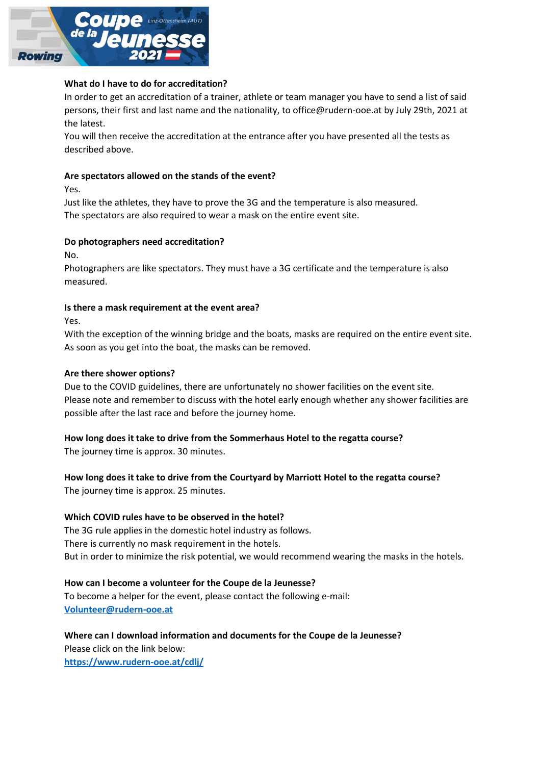**What do I have to do for accreditation?**

In order to get an accreditation of a trainer, athlete or team manager you have to send a list of said persons, their first and last name and the nationality, to office@rudern-ooe.at by July 29th, 2021 at the latest.

You will then receive the accreditation at the entrance after you have presented all the tests as described above.

**Are spectators allowed on the stands of the event?**

Yes.

Just like the athletes, they have to prove the 3G and the temperature is also measured.

The spectators are also required to wear a mask on the entire event site.

**Do photographers need accreditation?**

No.

Photographers are like spectators. They must have a 3G certificate and the temperature is also measured.

**Is there a mask requirement at the event area?**

Yes.

With the exception of the winning bridge and the boats, masks are required on the entire event site. As soon as you get into the boat, the masks can be removed.

**Are there shower options?**

Due to the COVID guidelines, there are unfortunately no shower facilities on the event site.

Please note and remember to discuss with the hotel early enough whether any shower facilities are possible after the last race and before the journey home.

**How long does it take to drive from the Sommerhaus Hotel to the regatta course?**

The journey time is approx. 30 minutes.

**How long does it take to drive from the Courtyard by Marriott Hotel to the regatta course?**

The journey time is approx. 25 minutes.

**Which COVID rules have to be observed in the hotel?**

The 3G rule applies in the domestic hotel industry as follows.

There is currently no mask requirement in the hotels.

But in order to minimize the risk potential, we would recommend wearing the masks in the hotels.

**How can I become a volunteer for the Coupe de la Jeunesse?**

To become a helper for the event, please contact the following e-mail:

**Volunteer@rudern-ooe.at**

**Where can I download information and documents for the Coupe de la Jeunesse?**

Please click on the link below:

**https://www.rudern-ooe.at/cdlj/**